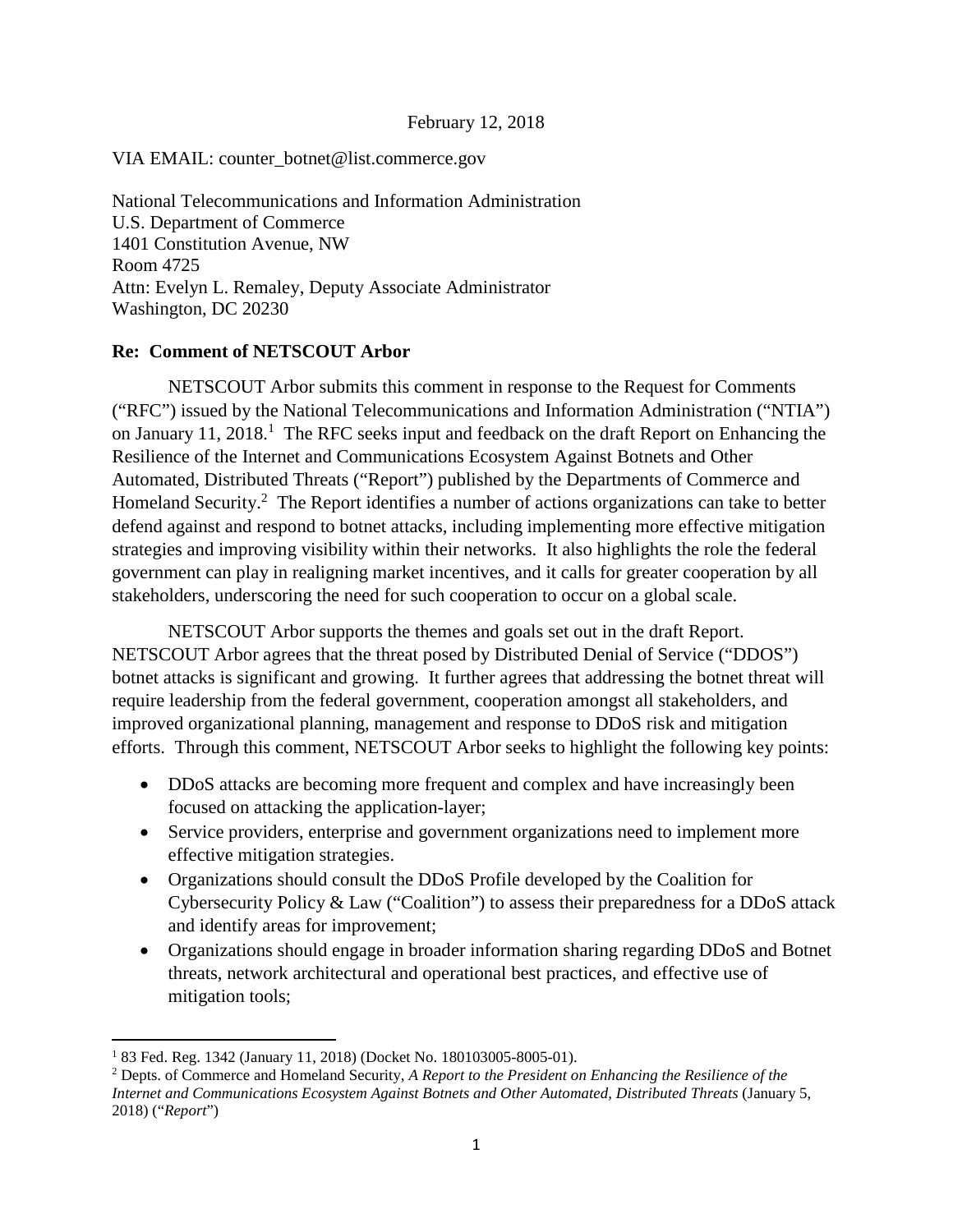February 12, 2018

VIA EMAIL: counter_botnet@list.commerce.gov

National Telecommunications and Information Administration
U.S. Department of Commerce
1401 Constitution Avenue, NW
Room 4725
Attn: Evelyn L. Remaley, Deputy Associate Administrator
Washington, DC 20230

**Re: Comment of NETSCOUT Arbor**

NETSCOUT Arbor submits this comment in response to the Request for Comments ("RFC") issued by the National Telecommunications and Information Administration ("NTIA") on January 11, 2018.[1] The RFC seeks input and feedback on the draft Report on Enhancing the Resilience of the Internet and Communications Ecosystem Against Botnets and Other Automated, Distributed Threats ("Report") published by the Departments of Commerce and Homeland Security.[2] The Report identifies a number of actions organizations can take to better defend against and respond to botnet attacks, including implementing more effective mitigation strategies and improving visibility within their networks. It also highlights the role the federal government can play in realigning market incentives, and it calls for greater cooperation by all stakeholders, underscoring the need for such cooperation to occur on a global scale.

NETSCOUT Arbor supports the themes and goals set out in the draft Report. NETSCOUT Arbor agrees that the threat posed by Distributed Denial of Service ("DDOS") botnet attacks is significant and growing. It further agrees that addressing the botnet threat will require leadership from the federal government, cooperation amongst all stakeholders, and improved organizational planning, management and response to DDoS risk and mitigation efforts. Through this comment, NETSCOUT Arbor seeks to highlight the following key points:

- DDoS attacks are becoming more frequent and complex and have increasingly been focused on attacking the application-layer;
- Service providers, enterprise and government organizations need to implement more effective mitigation strategies.
- Organizations should consult the DDoS Profile developed by the Coalition for Cybersecurity Policy & Law ("Coalition") to assess their preparedness for a DDoS attack and identify areas for improvement;
- Organizations should engage in broader information sharing regarding DDoS and Botnet threats, network architectural and operational best practices, and effective use of mitigation tools;

[1] 83 Fed. Reg. 1342 (January 11, 2018) (Docket No. 180103005-8005-01).

[2] Depts. of Commerce and Homeland Security, *A Report to the President on Enhancing the Resilience of the Internet and Communications Ecosystem Against Botnets and Other Automated, Distributed Threats* (January 5, 2018) ("*Report*")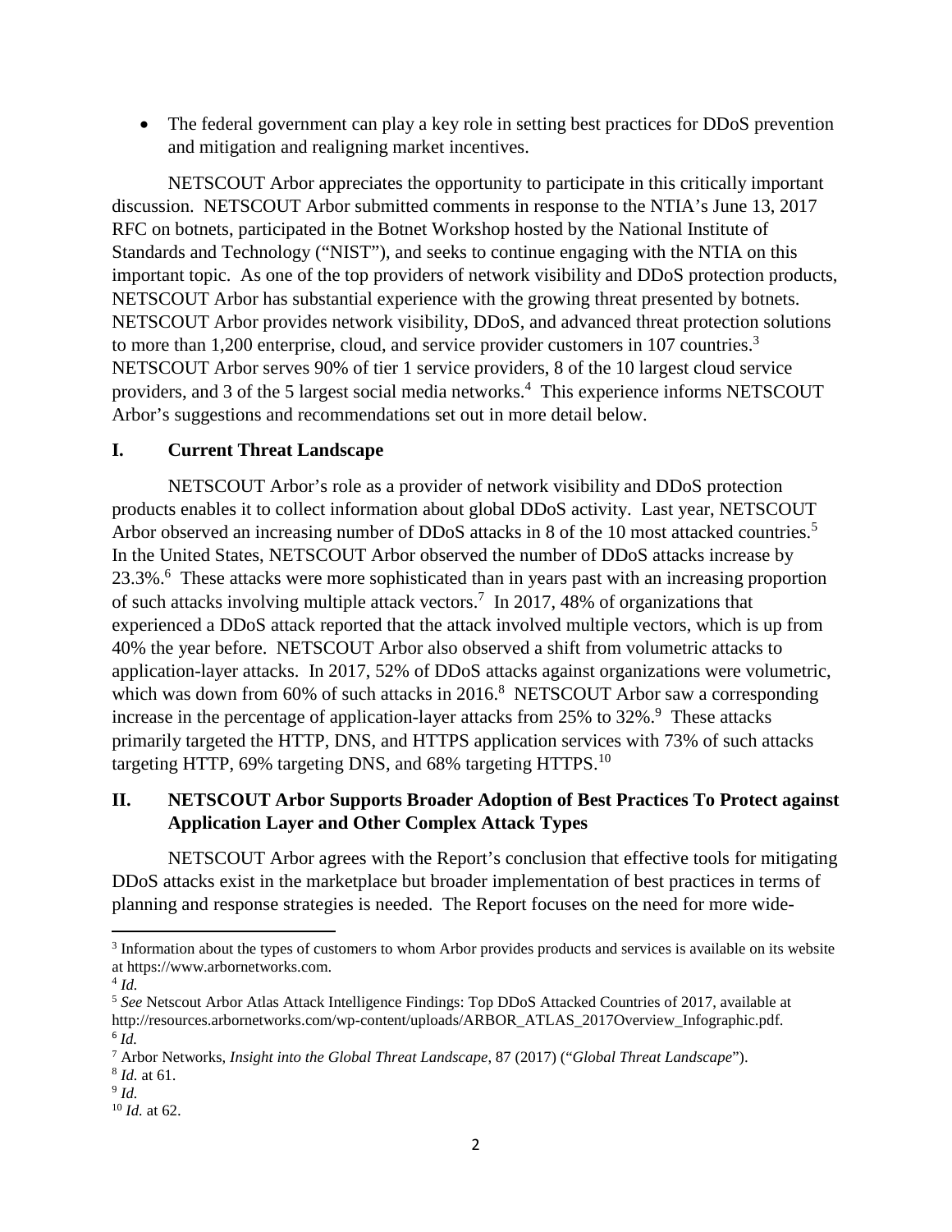- The federal government can play a key role in setting best practices for DDoS prevention and mitigation and realigning market incentives.

NETSCOUT Arbor appreciates the opportunity to participate in this critically important discussion. NETSCOUT Arbor submitted comments in response to the NTIA's June 13, 2017 RFC on botnets, participated in the Botnet Workshop hosted by the National Institute of Standards and Technology ("NIST"), and seeks to continue engaging with the NTIA on this important topic. As one of the top providers of network visibility and DDoS protection products, NETSCOUT Arbor has substantial experience with the growing threat presented by botnets. NETSCOUT Arbor provides network visibility, DDoS, and advanced threat protection solutions to more than 1,200 enterprise, cloud, and service provider customers in 107 countries.[3] NETSCOUT Arbor serves 90% of tier 1 service providers, 8 of the 10 largest cloud service providers, and 3 of the 5 largest social media networks.[4] This experience informs NETSCOUT Arbor's suggestions and recommendations set out in more detail below.

## I. Current Threat Landscape

NETSCOUT Arbor's role as a provider of network visibility and DDoS protection products enables it to collect information about global DDoS activity. Last year, NETSCOUT Arbor observed an increasing number of DDoS attacks in 8 of the 10 most attacked countries.[5] In the United States, NETSCOUT Arbor observed the number of DDoS attacks increase by 23.3%.[6] These attacks were more sophisticated than in years past with an increasing proportion of such attacks involving multiple attack vectors.[7] In 2017, 48% of organizations that experienced a DDoS attack reported that the attack involved multiple vectors, which is up from 40% the year before. NETSCOUT Arbor also observed a shift from volumetric attacks to application-layer attacks. In 2017, 52% of DDoS attacks against organizations were volumetric, which was down from 60% of such attacks in 2016.[8] NETSCOUT Arbor saw a corresponding increase in the percentage of application-layer attacks from 25% to 32%.[9] These attacks primarily targeted the HTTP, DNS, and HTTPS application services with 73% of such attacks targeting HTTP, 69% targeting DNS, and 68% targeting HTTPS.[10]

## II. NETSCOUT Arbor Supports Broader Adoption of Best Practices To Protect against Application Layer and Other Complex Attack Types

NETSCOUT Arbor agrees with the Report's conclusion that effective tools for mitigating DDoS attacks exist in the marketplace but broader implementation of best practices in terms of planning and response strategies is needed. The Report focuses on the need for more wide-

---

[3] Information about the types of customers to whom Arbor provides products and services is available on its website at https://www.arbornetworks.com.

[4] *Id.*

[5] *See* Netscout Arbor Atlas Attack Intelligence Findings: Top DDoS Attacked Countries of 2017, available at http://resources.arbornetworks.com/wp-content/uploads/ARBOR_ATLAS_2017Overview_Infographic.pdf.

[6] *Id.*

[7] Arbor Networks, *Insight into the Global Threat Landscape*, 87 (2017) ("*Global Threat Landscape*").

[8] *Id.* at 61.

[9] *Id.*

[10] *Id.* at 62.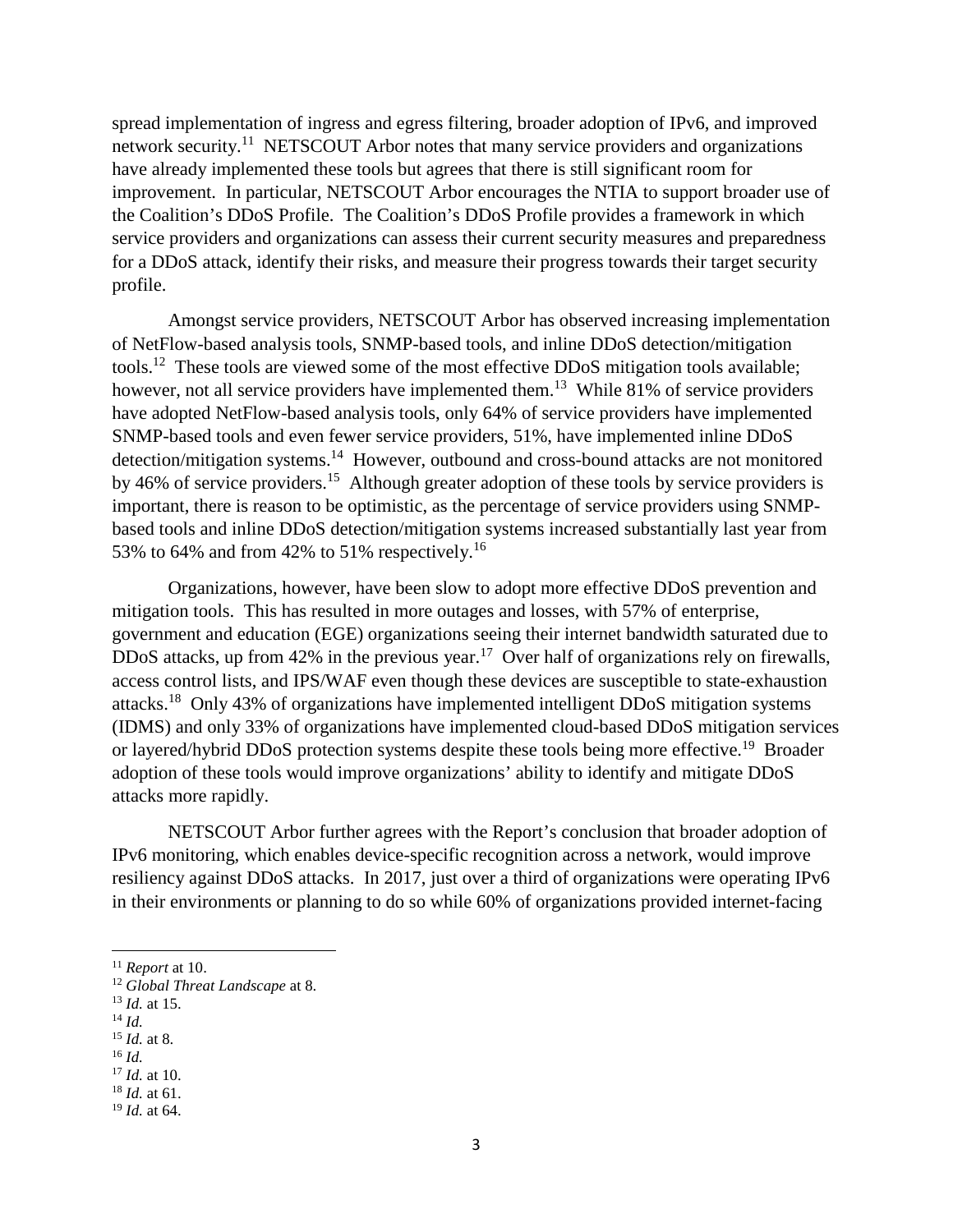spread implementation of ingress and egress filtering, broader adoption of IPv6, and improved network security.[11] NETSCOUT Arbor notes that many service providers and organizations have already implemented these tools but agrees that there is still significant room for improvement. In particular, NETSCOUT Arbor encourages the NTIA to support broader use of the Coalition's DDoS Profile. The Coalition's DDoS Profile provides a framework in which service providers and organizations can assess their current security measures and preparedness for a DDoS attack, identify their risks, and measure their progress towards their target security profile.

Amongst service providers, NETSCOUT Arbor has observed increasing implementation of NetFlow-based analysis tools, SNMP-based tools, and inline DDoS detection/mitigation tools.[12] These tools are viewed some of the most effective DDoS mitigation tools available; however, not all service providers have implemented them.[13] While 81% of service providers have adopted NetFlow-based analysis tools, only 64% of service providers have implemented SNMP-based tools and even fewer service providers, 51%, have implemented inline DDoS detection/mitigation systems.[14] However, outbound and cross-bound attacks are not monitored by 46% of service providers.[15] Although greater adoption of these tools by service providers is important, there is reason to be optimistic, as the percentage of service providers using SNMP-based tools and inline DDoS detection/mitigation systems increased substantially last year from 53% to 64% and from 42% to 51% respectively.[16]

Organizations, however, have been slow to adopt more effective DDoS prevention and mitigation tools. This has resulted in more outages and losses, with 57% of enterprise, government and education (EGE) organizations seeing their internet bandwidth saturated due to DDoS attacks, up from 42% in the previous year.[17] Over half of organizations rely on firewalls, access control lists, and IPS/WAF even though these devices are susceptible to state-exhaustion attacks.[18] Only 43% of organizations have implemented intelligent DDoS mitigation systems (IDMS) and only 33% of organizations have implemented cloud-based DDoS mitigation services or layered/hybrid DDoS protection systems despite these tools being more effective.[19] Broader adoption of these tools would improve organizations' ability to identify and mitigate DDoS attacks more rapidly.

NETSCOUT Arbor further agrees with the Report's conclusion that broader adoption of IPv6 monitoring, which enables device-specific recognition across a network, would improve resiliency against DDoS attacks. In 2017, just over a third of organizations were operating IPv6 in their environments or planning to do so while 60% of organizations provided internet-facing

---

[11] *Report* at 10.
[12] *Global Threat Landscape* at 8.
[13] *Id.* at 15.
[14] *Id.*
[15] *Id.* at 8.
[16] *Id.*
[17] *Id.* at 10.
[18] *Id.* at 61.
[19] *Id.* at 64.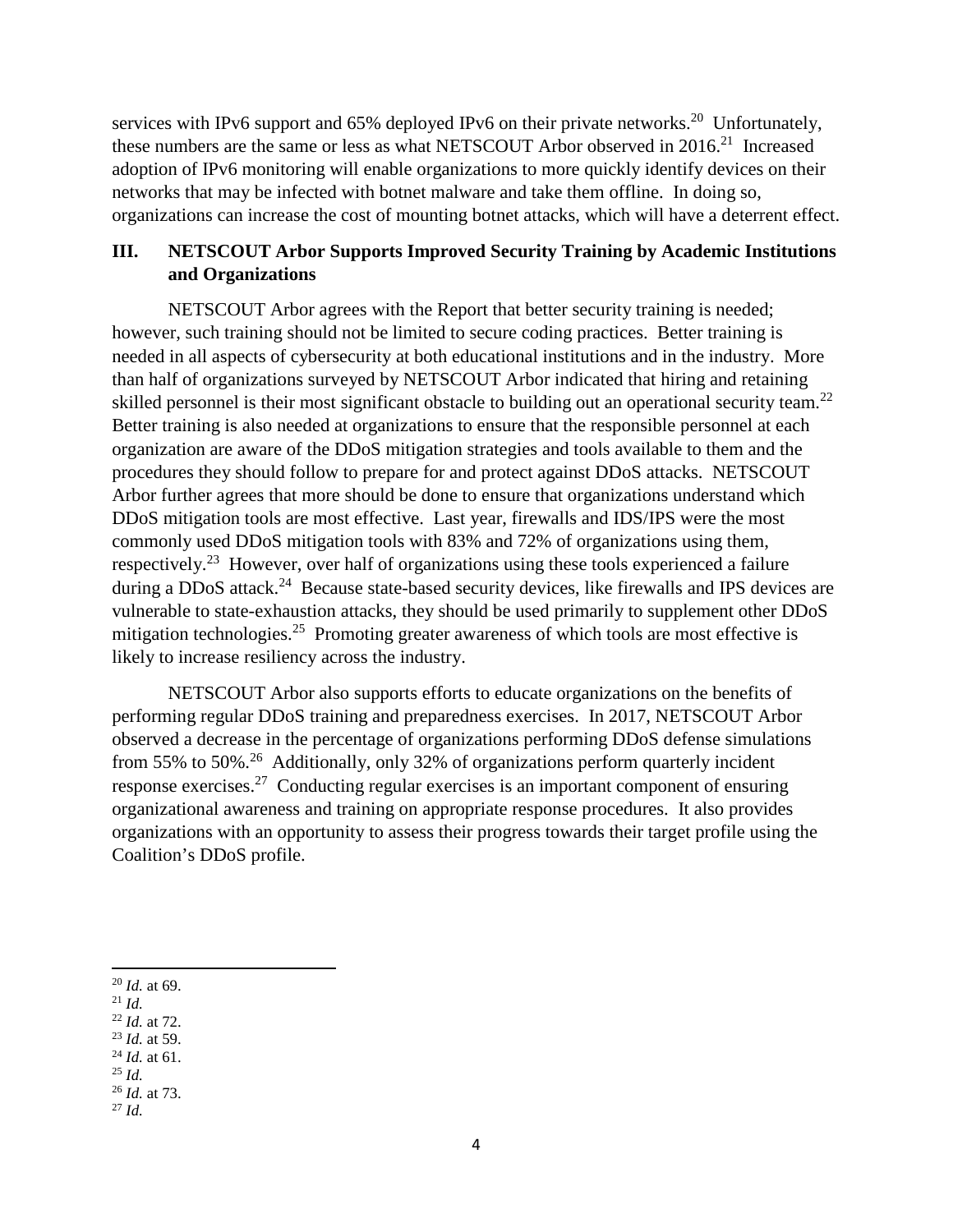services with IPv6 support and 65% deployed IPv6 on their private networks.[20] Unfortunately, these numbers are the same or less as what NETSCOUT Arbor observed in 2016.[21] Increased adoption of IPv6 monitoring will enable organizations to more quickly identify devices on their networks that may be infected with botnet malware and take them offline. In doing so, organizations can increase the cost of mounting botnet attacks, which will have a deterrent effect.

## III. NETSCOUT Arbor Supports Improved Security Training by Academic Institutions and Organizations

NETSCOUT Arbor agrees with the Report that better security training is needed; however, such training should not be limited to secure coding practices. Better training is needed in all aspects of cybersecurity at both educational institutions and in the industry. More than half of organizations surveyed by NETSCOUT Arbor indicated that hiring and retaining skilled personnel is their most significant obstacle to building out an operational security team.[22] Better training is also needed at organizations to ensure that the responsible personnel at each organization are aware of the DDoS mitigation strategies and tools available to them and the procedures they should follow to prepare for and protect against DDoS attacks. NETSCOUT Arbor further agrees that more should be done to ensure that organizations understand which DDoS mitigation tools are most effective. Last year, firewalls and IDS/IPS were the most commonly used DDoS mitigation tools with 83% and 72% of organizations using them, respectively.[23] However, over half of organizations using these tools experienced a failure during a DDoS attack.[24] Because state-based security devices, like firewalls and IPS devices are vulnerable to state-exhaustion attacks, they should be used primarily to supplement other DDoS mitigation technologies.[25] Promoting greater awareness of which tools are most effective is likely to increase resiliency across the industry.

NETSCOUT Arbor also supports efforts to educate organizations on the benefits of performing regular DDoS training and preparedness exercises. In 2017, NETSCOUT Arbor observed a decrease in the percentage of organizations performing DDoS defense simulations from 55% to 50%.[26] Additionally, only 32% of organizations perform quarterly incident response exercises.[27] Conducting regular exercises is an important component of ensuring organizational awareness and training on appropriate response procedures. It also provides organizations with an opportunity to assess their progress towards their target profile using the Coalition's DDoS profile.

---

[20] *Id.* at 69.
[21] *Id.*
[22] *Id.* at 72.
[23] *Id.* at 59.
[24] *Id.* at 61.
[25] *Id.*
[26] *Id.* at 73.
[27] *Id.*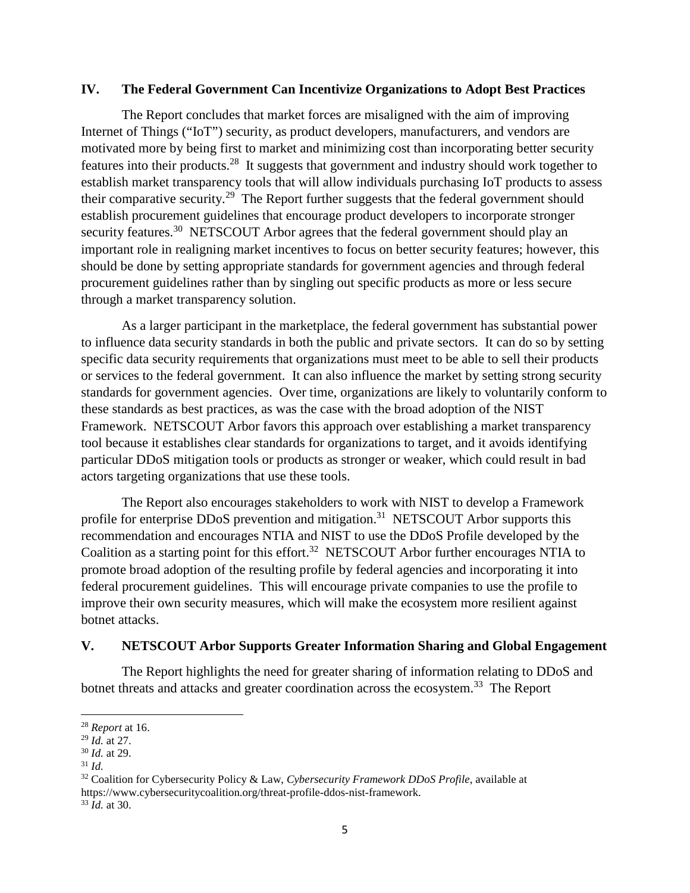## IV. The Federal Government Can Incentivize Organizations to Adopt Best Practices

The Report concludes that market forces are misaligned with the aim of improving Internet of Things ("IoT") security, as product developers, manufacturers, and vendors are motivated more by being first to market and minimizing cost than incorporating better security features into their products.[28] It suggests that government and industry should work together to establish market transparency tools that will allow individuals purchasing IoT products to assess their comparative security.[29] The Report further suggests that the federal government should establish procurement guidelines that encourage product developers to incorporate stronger security features.[30] NETSCOUT Arbor agrees that the federal government should play an important role in realigning market incentives to focus on better security features; however, this should be done by setting appropriate standards for government agencies and through federal procurement guidelines rather than by singling out specific products as more or less secure through a market transparency solution.

As a larger participant in the marketplace, the federal government has substantial power to influence data security standards in both the public and private sectors. It can do so by setting specific data security requirements that organizations must meet to be able to sell their products or services to the federal government. It can also influence the market by setting strong security standards for government agencies. Over time, organizations are likely to voluntarily conform to these standards as best practices, as was the case with the broad adoption of the NIST Framework. NETSCOUT Arbor favors this approach over establishing a market transparency tool because it establishes clear standards for organizations to target, and it avoids identifying particular DDoS mitigation tools or products as stronger or weaker, which could result in bad actors targeting organizations that use these tools.

The Report also encourages stakeholders to work with NIST to develop a Framework profile for enterprise DDoS prevention and mitigation.[31] NETSCOUT Arbor supports this recommendation and encourages NTIA and NIST to use the DDoS Profile developed by the Coalition as a starting point for this effort.[32] NETSCOUT Arbor further encourages NTIA to promote broad adoption of the resulting profile by federal agencies and incorporating it into federal procurement guidelines. This will encourage private companies to use the profile to improve their own security measures, which will make the ecosystem more resilient against botnet attacks.

## V. NETSCOUT Arbor Supports Greater Information Sharing and Global Engagement

The Report highlights the need for greater sharing of information relating to DDoS and botnet threats and attacks and greater coordination across the ecosystem.[33] The Report

---

[28] *Report* at 16.
[29] *Id.* at 27.
[30] *Id.* at 29.
[31] *Id.*
[32] Coalition for Cybersecurity Policy & Law, *Cybersecurity Framework DDoS Profile*, available at https://www.cybersecuritycoalition.org/threat-profile-ddos-nist-framework.
[33] *Id.* at 30.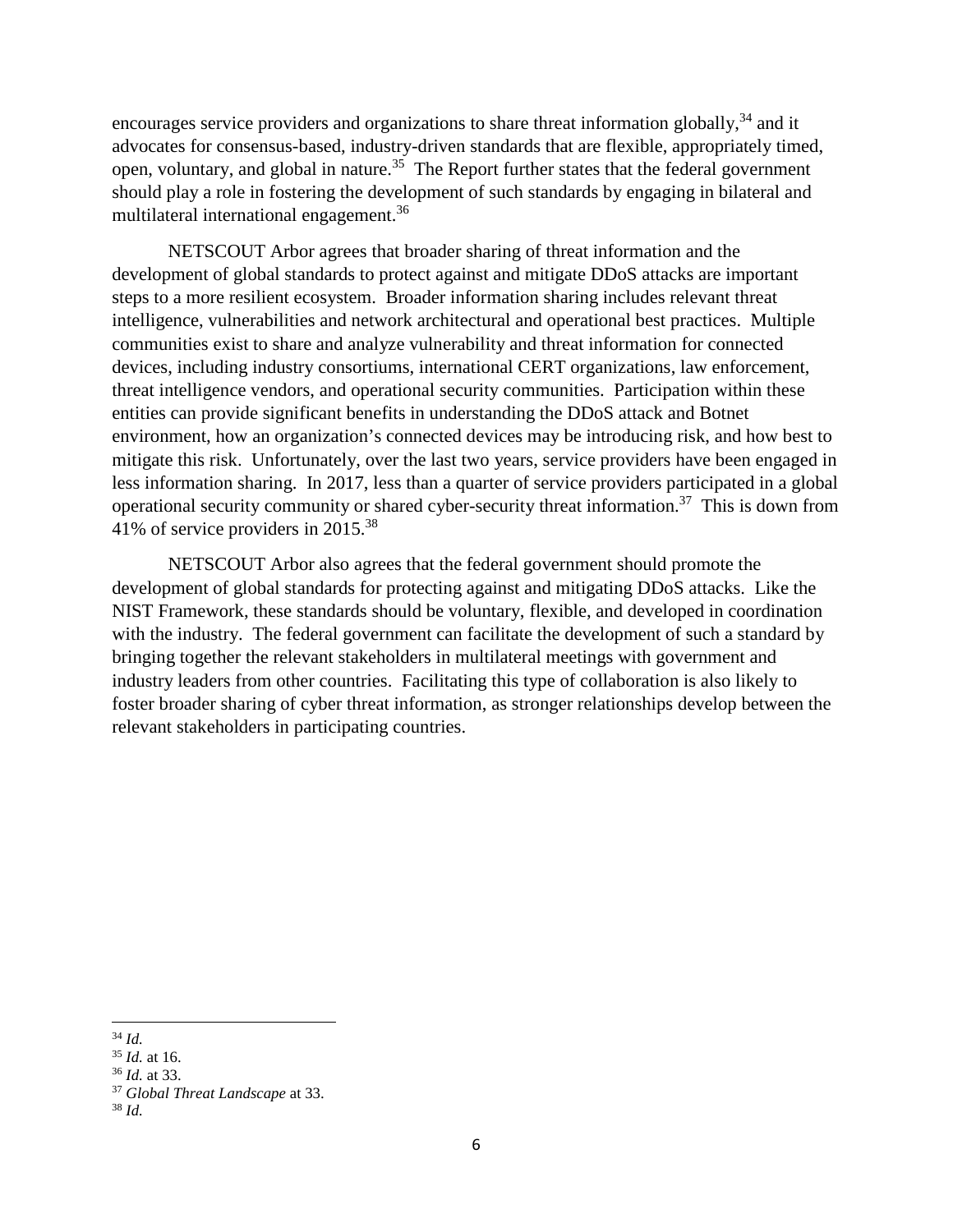encourages service providers and organizations to share threat information globally,[34] and it advocates for consensus-based, industry-driven standards that are flexible, appropriately timed, open, voluntary, and global in nature.[35] The Report further states that the federal government should play a role in fostering the development of such standards by engaging in bilateral and multilateral international engagement.[36]

NETSCOUT Arbor agrees that broader sharing of threat information and the development of global standards to protect against and mitigate DDoS attacks are important steps to a more resilient ecosystem. Broader information sharing includes relevant threat intelligence, vulnerabilities and network architectural and operational best practices. Multiple communities exist to share and analyze vulnerability and threat information for connected devices, including industry consortiums, international CERT organizations, law enforcement, threat intelligence vendors, and operational security communities. Participation within these entities can provide significant benefits in understanding the DDoS attack and Botnet environment, how an organization's connected devices may be introducing risk, and how best to mitigate this risk. Unfortunately, over the last two years, service providers have been engaged in less information sharing. In 2017, less than a quarter of service providers participated in a global operational security community or shared cyber-security threat information.[37] This is down from 41% of service providers in 2015.[38]

NETSCOUT Arbor also agrees that the federal government should promote the development of global standards for protecting against and mitigating DDoS attacks. Like the NIST Framework, these standards should be voluntary, flexible, and developed in coordination with the industry. The federal government can facilitate the development of such a standard by bringing together the relevant stakeholders in multilateral meetings with government and industry leaders from other countries. Facilitating this type of collaboration is also likely to foster broader sharing of cyber threat information, as stronger relationships develop between the relevant stakeholders in participating countries.

---

[34] *Id.*

[35] *Id.* at 16.

[36] *Id.* at 33.

[37] *Global Threat Landscape* at 33.

[38] *Id.*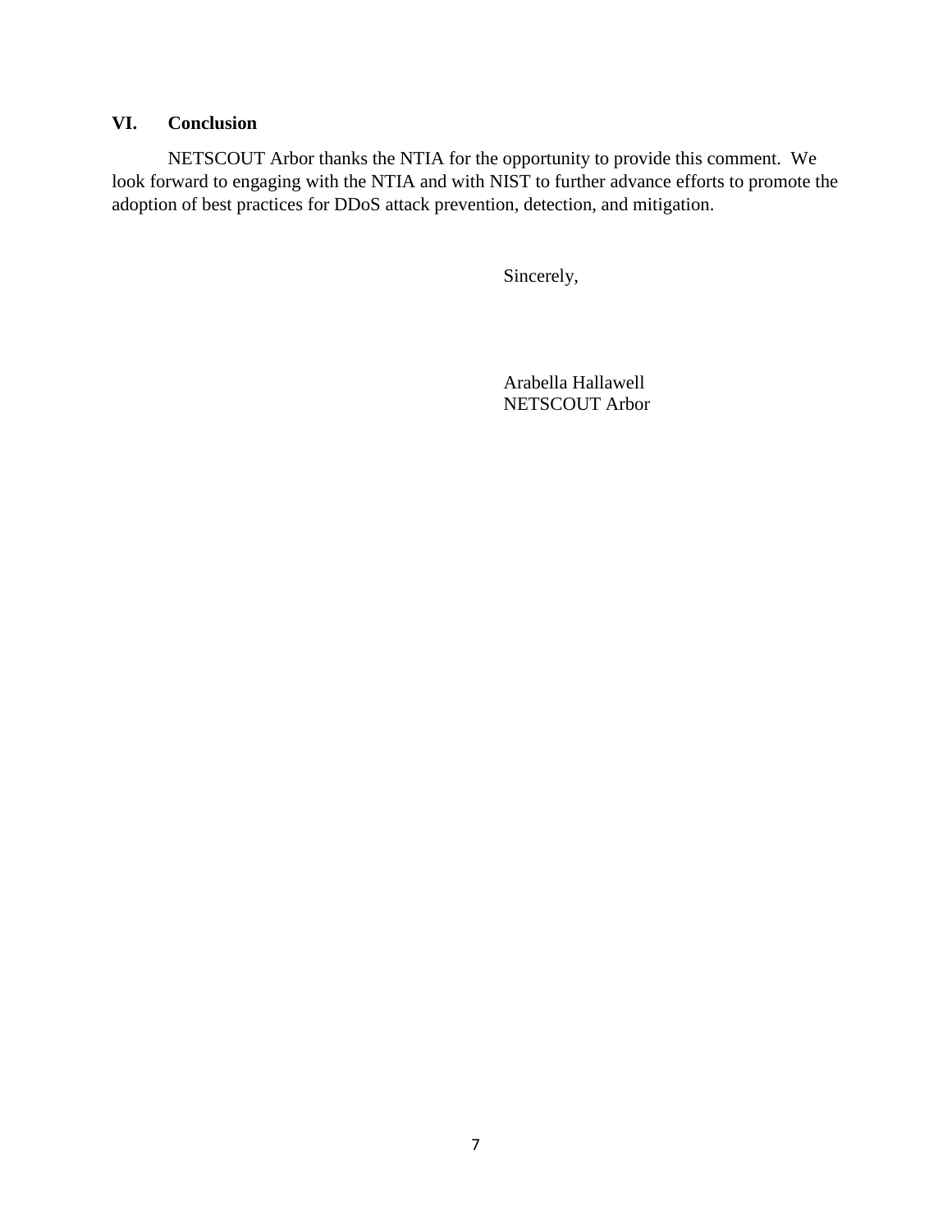## VI. Conclusion

NETSCOUT Arbor thanks the NTIA for the opportunity to provide this comment. We look forward to engaging with the NTIA and with NIST to further advance efforts to promote the adoption of best practices for DDoS attack prevention, detection, and mitigation.

Sincerely,

Arabella Hallawell
NETSCOUT Arbor